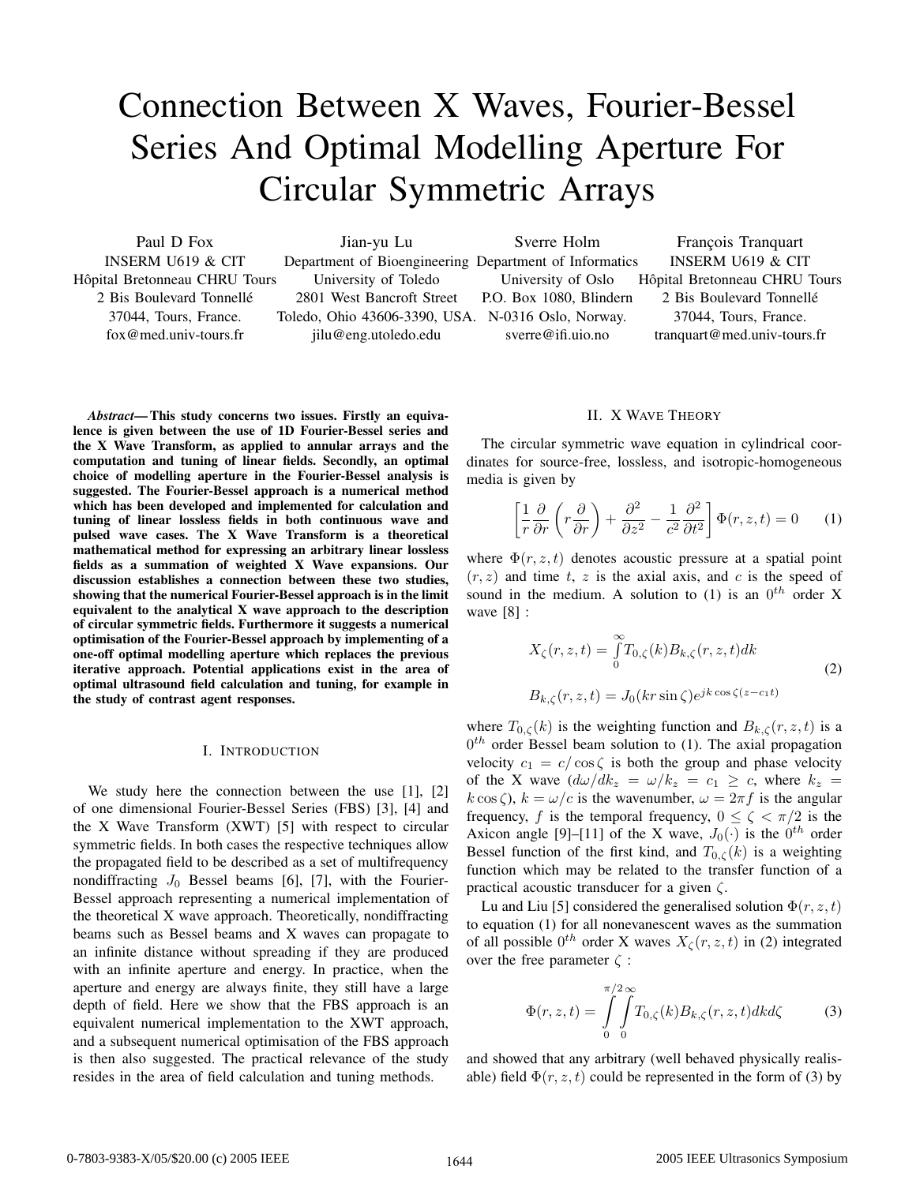# Connection Between X Waves, Fourier-Bessel Series And Optimal Modelling Aperture For Circular Symmetric Arrays

Paul D Fox
INSERM U619 & CIT
Hôpital Bretonneau CHRU Tours
2 Bis Boulevard Tonnellé
37044, Tours, France.
fox@med.univ-tours.fr

Jian-yu Lu
Department of Bioengineering
University of Toledo
2801 West Bancroft Street
Toledo, Ohio 43606-3390, USA.
jilu@eng.utoledo.edu

Sverre Holm
Department of Informatics
University of Oslo
P.O. Box 1080, Blindern
N-0316 Oslo, Norway.
sverre@ifi.uio.no

François Tranquart
INSERM U619 & CIT
Hôpital Bretonneau CHRU Tours
2 Bis Boulevard Tonnellé
37044, Tours, France.
tranquart@med.univ-tours.fr

***Abstract*— This study concerns two issues. Firstly an equivalence is given between the use of 1D Fourier-Bessel series and the X Wave Transform, as applied to annular arrays and the computation and tuning of linear fields. Secondly, an optimal choice of modelling aperture in the Fourier-Bessel analysis is suggested. The Fourier-Bessel approach is a numerical method which has been developed and implemented for calculation and tuning of linear lossless fields in both continuous wave and pulsed wave cases. The X Wave Transform is a theoretical mathematical method for expressing an arbitrary linear lossless fields as a summation of weighted X Wave expansions. Our discussion establishes a connection between these two studies, showing that the numerical Fourier-Bessel approach is in the limit equivalent to the analytical X wave approach to the description of circular symmetric fields. Furthermore it suggests a numerical optimisation of the Fourier-Bessel approach by implementing of a one-off optimal modelling aperture which replaces the previous iterative approach. Potential applications exist in the area of optimal ultrasound field calculation and tuning, for example in the study of contrast agent responses.**

## I. Introduction

We study here the connection between the use [1], [2] of one dimensional Fourier-Bessel Series (FBS) [3], [4] and the X Wave Transform (XWT) [5] with respect to circular symmetric fields. In both cases the respective techniques allow the propagated field to be described as a set of multifrequency nondiffracting $J_0$ Bessel beams [6], [7], with the Fourier-Bessel approach representing a numerical implementation of the theoretical X wave approach. Theoretically, nondiffracting beams such as Bessel beams and X waves can propagate to an infinite distance without spreading if they are produced with an infinite aperture and energy. In practice, when the aperture and energy are always finite, they still have a large depth of field. Here we show that the FBS approach is an equivalent numerical implementation to the XWT approach, and a subsequent numerical optimisation of the FBS approach is then also suggested. The practical relevance of the study resides in the area of field calculation and tuning methods.

## II. X Wave Theory

The circular symmetric wave equation in cylindrical coordinates for source-free, lossless, and isotropic-homogeneous media is given by

$$\left[\frac{1}{r}\frac{\partial}{\partial r}\left(r\frac{\partial}{\partial r}\right)+\frac{\partial^2}{\partial z^2}-\frac{1}{c^2}\frac{\partial^2}{\partial t^2}\right]\Phi(r,z,t)=0 \qquad (1)$$

where $\Phi(r,z,t)$ denotes acoustic pressure at a spatial point $(r,z)$ and time $t$, $z$ is the axial axis, and $c$ is the speed of sound in the medium. A solution to (1) is an $0^{th}$ order X wave [8] :

$$X_\zeta(r,z,t)=\int_0^\infty T_{0,\zeta}(k)B_{k,\zeta}(r,z,t)dk$$
$$B_{k,\zeta}(r,z,t)=J_0(kr\sin\zeta)e^{jk\cos\zeta(z-c_1t)} \qquad (2)$$

where $T_{0,\zeta}(k)$ is the weighting function and $B_{k,\zeta}(r,z,t)$ is a $0^{th}$ order Bessel beam solution to (1). The axial propagation velocity $c_1=c/\cos\zeta$ is both the group and phase velocity of the X wave ($d\omega/dk_z=\omega/k_z=c_1\geq c$, where $k_z=k\cos\zeta$), $k=\omega/c$ is the wavenumber, $\omega=2\pi f$ is the angular frequency, $f$ is the temporal frequency, $0\leq\zeta<\pi/2$ is the Axicon angle [9]–[11] of the X wave, $J_0(\cdot)$ is the $0^{th}$ order Bessel function of the first kind, and $T_{0,\zeta}(k)$ is a weighting function which may be related to the transfer function of a practical acoustic transducer for a given $\zeta$.

Lu and Liu [5] considered the generalised solution $\Phi(r,z,t)$ to equation (1) for all nonevanescent waves as the summation of all possible $0^{th}$ order X waves $X_\zeta(r,z,t)$ in (2) integrated over the free parameter $\zeta$ :

$$\Phi(r,z,t)=\int_0^{\pi/2}\int_0^\infty T_{0,\zeta}(k)B_{k,\zeta}(r,z,t)dkd\zeta \qquad (3)$$

and showed that any arbitrary (well behaved physically realisable) field $\Phi(r,z,t)$ could be represented in the form of (3) by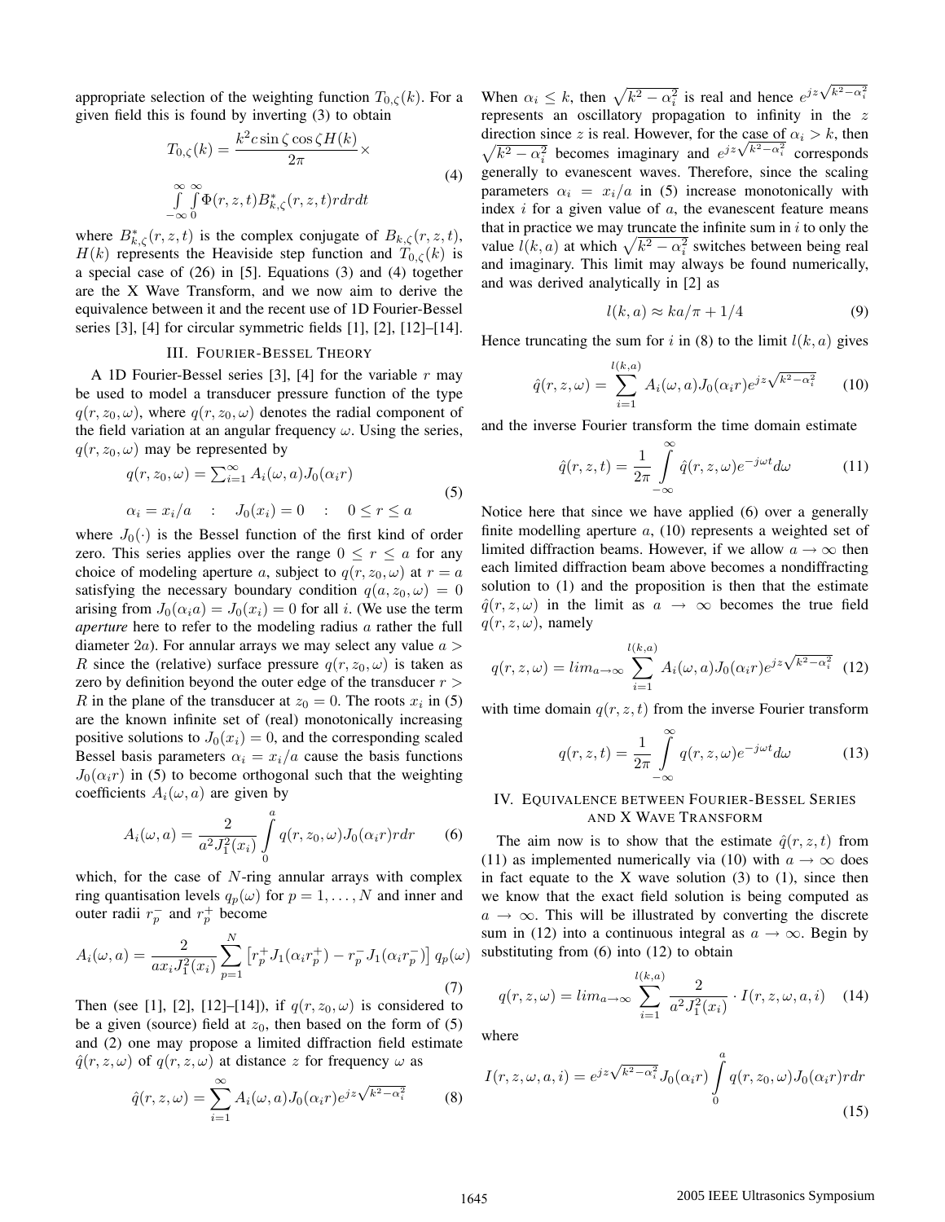appropriate selection of the weighting function $T_{0,\zeta}(k)$. For a given field this is found by inverting (3) to obtain

$$T_{0,\zeta}(k) = \frac{k^2 c \sin\zeta \cos\zeta H(k)}{2\pi} \times \int_{-\infty}^{\infty}\int_{0}^{\infty} \Phi(r,z,t) B^*_{k,\zeta}(r,z,t) r dr dt \tag{4}$$

where $B^*_{k,\zeta}(r,z,t)$ is the complex conjugate of $B_{k,\zeta}(r,z,t)$, $H(k)$ represents the Heaviside step function and $T_{0,\zeta}(k)$ is a special case of (26) in [5]. Equations (3) and (4) together are the X Wave Transform, and we now aim to derive the equivalence between it and the recent use of 1D Fourier-Bessel series [3], [4] for circular symmetric fields [1], [2], [12]–[14].

## III. Fourier-Bessel Theory

A 1D Fourier-Bessel series [3], [4] for the variable $r$ may be used to model a transducer pressure function of the type $q(r, z_0, \omega)$, where $q(r, z_0, \omega)$ denotes the radial component of the field variation at an angular frequency $\omega$. Using the series, $q(r, z_0, \omega)$ may be represented by

$$q(r, z_0, \omega) = \sum_{i=1}^{\infty} A_i(\omega, a) J_0(\alpha_i r)$$
$$\alpha_i = x_i/a \quad : \quad J_0(x_i) = 0 \quad : \quad 0 \le r \le a \tag{5}$$

where $J_0(\cdot)$ is the Bessel function of the first kind of order zero. This series applies over the range $0 \le r \le a$ for any choice of modeling aperture $a$, subject to $q(r, z_0, \omega)$ at $r = a$ satisfying the necessary boundary condition $q(a, z_0, \omega) = 0$ arising from $J_0(\alpha_i a) = J_0(x_i) = 0$ for all $i$. (We use the term *aperture* here to refer to the modeling radius $a$ rather the full diameter $2a$). For annular arrays we may select any value $a > R$ since the (relative) surface pressure $q(r, z_0, \omega)$ is taken as zero by definition beyond the outer edge of the transducer $r > R$ in the plane of the transducer at $z_0 = 0$. The roots $x_i$ in (5) are the known infinite set of (real) monotonically increasing positive solutions to $J_0(x_i) = 0$, and the corresponding scaled Bessel basis parameters $\alpha_i = x_i/a$ cause the basis functions $J_0(\alpha_i r)$ in (5) to become orthogonal such that the weighting coefficients $A_i(\omega, a)$ are given by

$$A_i(\omega, a) = \frac{2}{a^2 J_1^2(x_i)} \int_0^a q(r, z_0, \omega) J_0(\alpha_i r) r dr \tag{6}$$

which, for the case of $N$-ring annular arrays with complex ring quantisation levels $q_p(\omega)$ for $p = 1, \ldots, N$ and inner and outer radii $r_p^-$ and $r_p^+$ become

$$A_i(\omega, a) = \frac{2}{a x_i J_1^2(x_i)} \sum_{p=1}^{N} \left[ r_p^+ J_1(\alpha_i r_p^+) - r_p^- J_1(\alpha_i r_p^-) \right] q_p(\omega) \tag{7}$$

Then (see [1], [2], [12]–[14]), if $q(r, z_0, \omega)$ is considered to be a given (source) field at $z_0$, then based on the form of (5) and (2) one may propose a limited diffraction field estimate $\hat{q}(r, z, \omega)$ of $q(r, z, \omega)$ at distance $z$ for frequency $\omega$ as

$$\hat{q}(r, z, \omega) = \sum_{i=1}^{\infty} A_i(\omega, a) J_0(\alpha_i r) e^{jz\sqrt{k^2 - \alpha_i^2}} \tag{8}$$

When $\alpha_i \le k$, then $\sqrt{k^2 - \alpha_i^2}$ is real and hence $e^{jz\sqrt{k^2-\alpha_i^2}}$ represents an oscillatory propagation to infinity in the $z$ direction since $z$ is real. However, for the case of $\alpha_i > k$, then $\sqrt{k^2 - \alpha_i^2}$ becomes imaginary and $e^{jz\sqrt{k^2-\alpha_i^2}}$ corresponds generally to evanescent waves. Therefore, since the scaling parameters $\alpha_i = x_i/a$ in (5) increase monotonically with index $i$ for a given value of $a$, the evanescent feature means that in practice we may truncate the infinite sum in $i$ to only the value $l(k, a)$ at which $\sqrt{k^2 - \alpha_i^2}$ switches between being real and imaginary. This limit may always be found numerically, and was derived analytically in [2] as

$$l(k, a) \approx ka/\pi + 1/4 \tag{9}$$

Hence truncating the sum for $i$ in (8) to the limit $l(k, a)$ gives

$$\hat{q}(r, z, \omega) = \sum_{i=1}^{l(k,a)} A_i(\omega, a) J_0(\alpha_i r) e^{jz\sqrt{k^2 - \alpha_i^2}} \tag{10}$$

and the inverse Fourier transform the time domain estimate

$$\hat{q}(r, z, t) = \frac{1}{2\pi} \int_{-\infty}^{\infty} \hat{q}(r, z, \omega) e^{-j\omega t} d\omega \tag{11}$$

Notice here that since we have applied (6) over a generally finite modelling aperture $a$, (10) represents a weighted set of limited diffraction beams. However, if we allow $a \to \infty$ then each limited diffraction beam above becomes a nondiffracting solution to (1) and the proposition is then that the estimate $\hat{q}(r, z, \omega)$ in the limit as $a \to \infty$ becomes the true field $q(r, z, \omega)$, namely

$$q(r, z, \omega) = lim_{a\to\infty} \sum_{i=1}^{l(k,a)} A_i(\omega, a) J_0(\alpha_i r) e^{jz\sqrt{k^2 - \alpha_i^2}} \tag{12}$$

with time domain $q(r, z, t)$ from the inverse Fourier transform

$$q(r, z, t) = \frac{1}{2\pi} \int_{-\infty}^{\infty} q(r, z, \omega) e^{-j\omega t} d\omega \tag{13}$$

## IV. Equivalence between Fourier-Bessel Series and X Wave Transform

The aim now is to show that the estimate $\hat{q}(r, z, t)$ from (11) as implemented numerically via (10) with $a \to \infty$ does in fact equate to the X wave solution (3) to (1), since then we know that the exact field solution is being computed as $a \to \infty$. This will be illustrated by converting the discrete sum in (12) into a continuous integral as $a \to \infty$. Begin by substituting from (6) into (12) to obtain

$$q(r, z, \omega) = lim_{a\to\infty} \sum_{i=1}^{l(k,a)} \frac{2}{a^2 J_1^2(x_i)} \cdot I(r, z, \omega, a, i) \tag{14}$$

where

$$I(r, z, \omega, a, i) = e^{jz\sqrt{k^2-\alpha_i^2}} J_0(\alpha_i r) \int_0^a q(r, z_0, \omega) J_0(\alpha_i r) r dr \tag{15}$$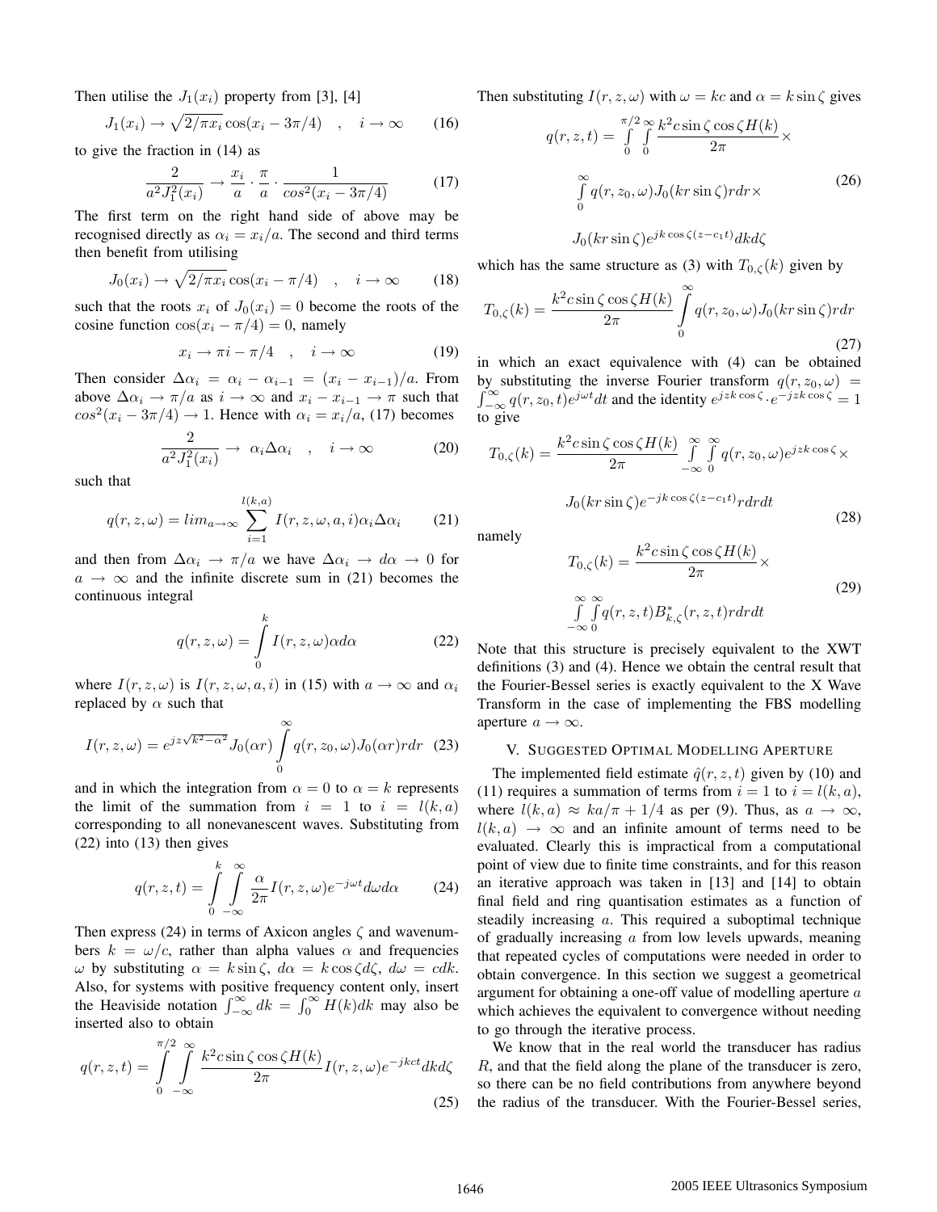Then utilise the $J_1(x_i)$ property from [3], [4]

$$J_1(x_i) \rightarrow \sqrt{2/\pi x_i}\cos(x_i - 3\pi/4) \quad , \quad i \rightarrow \infty \tag{16}$$

to give the fraction in (14) as

$$\frac{2}{a^2 J_1^2(x_i)} \rightarrow \frac{x_i}{a} \cdot \frac{\pi}{a} \cdot \frac{1}{cos^2(x_i - 3\pi/4)} \tag{17}$$

The first term on the right hand side of above may be recognised directly as $\alpha_i = x_i/a$. The second and third terms then benefit from utilising

$$J_0(x_i) \rightarrow \sqrt{2/\pi x_i}\cos(x_i - \pi/4) \quad , \quad i \rightarrow \infty \tag{18}$$

such that the roots $x_i$ of $J_0(x_i) = 0$ become the roots of the cosine function $\cos(x_i - \pi/4) = 0$, namely

$$x_i \rightarrow \pi i - \pi/4 \quad , \quad i \rightarrow \infty \tag{19}$$

Then consider $\Delta\alpha_i = \alpha_i - \alpha_{i-1} = (x_i - x_{i-1})/a$. From above $\Delta\alpha_i \rightarrow \pi/a$ as $i \rightarrow \infty$ and $x_i - x_{i-1} \rightarrow \pi$ such that $cos^2(x_i - 3\pi/4) \rightarrow 1$. Hence with $\alpha_i = x_i/a$, (17) becomes

$$\frac{2}{a^2 J_1^2(x_i)} \rightarrow \alpha_i \Delta\alpha_i \quad , \quad i \rightarrow \infty \tag{20}$$

such that

$$q(r,z,\omega) = lim_{a\rightarrow\infty} \sum_{i=1}^{l(k,a)} I(r,z,\omega,a,i)\alpha_i\Delta\alpha_i \tag{21}$$

and then from $\Delta\alpha_i \rightarrow \pi/a$ we have $\Delta\alpha_i \rightarrow d\alpha \rightarrow 0$ for $a \rightarrow \infty$ and the infinite discrete sum in (21) becomes the continuous integral

$$q(r,z,\omega) = \int_0^k I(r,z,\omega)\alpha d\alpha \tag{22}$$

where $I(r,z,\omega)$ is $I(r,z,\omega,a,i)$ in (15) with $a \rightarrow \infty$ and $\alpha_i$ replaced by $\alpha$ such that

$$I(r,z,\omega) = e^{jz\sqrt{k^2-\alpha^2}} J_0(\alpha r) \int_0^\infty q(r,z_0,\omega) J_0(\alpha r) r dr \tag{23}$$

and in which the integration from $\alpha = 0$ to $\alpha = k$ represents the limit of the summation from $i = 1$ to $i = l(k,a)$ corresponding to all nonevanescent waves. Substituting from (22) into (13) then gives

$$q(r,z,t) = \int_0^k \int_{-\infty}^\infty \frac{\alpha}{2\pi} I(r,z,\omega) e^{-j\omega t} d\omega d\alpha \tag{24}$$

Then express (24) in terms of Axicon angles $\zeta$ and wavenumbers $k = \omega/c$, rather than alpha values $\alpha$ and frequencies $\omega$ by substituting $\alpha = k\sin\zeta$, $d\alpha = k\cos\zeta d\zeta$, $d\omega = cdk$. Also, for systems with positive frequency content only, insert the Heaviside notation $\int_{-\infty}^\infty dk = \int_0^\infty H(k)dk$ may also be inserted also to obtain

$$q(r,z,t) = \int_0^{\pi/2} \int_{-\infty}^\infty \frac{k^2 c \sin\zeta \cos\zeta H(k)}{2\pi} I(r,z,\omega) e^{-jkct} dk d\zeta \tag{25}$$

Then substituting $I(r,z,\omega)$ with $\omega = kc$ and $\alpha = k\sin\zeta$ gives

$$\begin{aligned} q(r,z,t) = &\int_0^{\pi/2} \int_0^\infty \frac{k^2 c \sin\zeta \cos\zeta H(k)}{2\pi} \times \\ &\int_0^\infty q(r,z_0,\omega) J_0(kr\sin\zeta) r dr \times \\ &J_0(kr\sin\zeta) e^{jk\cos\zeta(z-c_1 t)} dk d\zeta \end{aligned} \tag{26}$$

which has the same structure as (3) with $T_{0,\zeta}(k)$ given by

$$T_{0,\zeta}(k) = \frac{k^2 c \sin\zeta \cos\zeta H(k)}{2\pi} \int_0^\infty q(r,z_0,\omega) J_0(kr\sin\zeta) r dr \tag{27}$$

in which an exact equivalence with (4) can be obtained by substituting the inverse Fourier transform $q(r,z_0,\omega) = \int_{-\infty}^\infty q(r,z_0,t) e^{j\omega t} dt$ and the identity $e^{jzk\cos\zeta} \cdot e^{-jzk\cos\zeta} = 1$ to give

$$\begin{aligned} T_{0,\zeta}(k) = &\frac{k^2 c \sin\zeta \cos\zeta H(k)}{2\pi} \int_{-\infty}^\infty \int_0^\infty q(r,z_0,\omega) e^{jzk\cos\zeta} \times \\ &J_0(kr\sin\zeta) e^{-jk\cos\zeta(z-c_1 t)} r dr dt \end{aligned} \tag{28}$$

namely

$$\begin{aligned} T_{0,\zeta}(k) = &\frac{k^2 c \sin\zeta \cos\zeta H(k)}{2\pi} \times \\ &\int_{-\infty}^\infty \int_0^\infty q(r,z,t) B^*_{k,\zeta}(r,z,t) r dr dt \end{aligned} \tag{29}$$

Note that this structure is precisely equivalent to the XWT definitions (3) and (4). Hence we obtain the central result that the Fourier-Bessel series is exactly equivalent to the X Wave Transform in the case of implementing the FBS modelling aperture $a \rightarrow \infty$.

## V. Suggested Optimal Modelling Aperture

The implemented field estimate $\hat{q}(r,z,t)$ given by (10) and (11) requires a summation of terms from $i = 1$ to $i = l(k,a)$, where $l(k,a) \approx ka/\pi + 1/4$ as per (9). Thus, as $a \rightarrow \infty$, $l(k,a) \rightarrow \infty$ and an infinite amount of terms need to be evaluated. Clearly this is impractical from a computational point of view due to finite time constraints, and for this reason an iterative approach was taken in [13] and [14] to obtain final field and ring quantisation estimates as a function of steadily increasing $a$. This required a suboptimal technique of gradually increasing $a$ from low levels upwards, meaning that repeated cycles of computations were needed in order to obtain convergence. In this section we suggest a geometrical argument for obtaining a one-off value of modelling aperture $a$ which achieves the equivalent to convergence without needing to go through the iterative process.

We know that in the real world the transducer has radius $R$, and that the field along the plane of the transducer is zero, so there can be no field contributions from anywhere beyond the radius of the transducer. With the Fourier-Bessel series,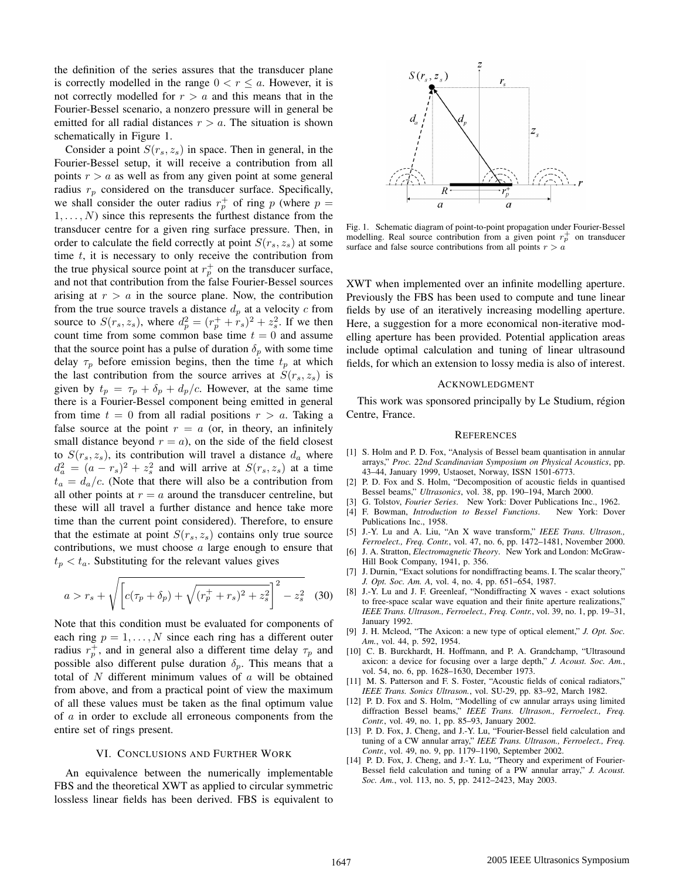the definition of the series assures that the transducer plane is correctly modelled in the range $0 < r \leq a$. However, it is not correctly modelled for $r > a$ and this means that in the Fourier-Bessel scenario, a nonzero pressure will in general be emitted for all radial distances $r > a$. The situation is shown schematically in Figure 1.

Consider a point $S(r_s, z_s)$ in space. Then in general, in the Fourier-Bessel setup, it will receive a contribution from all points $r > a$ as well as from any given point at some general radius $r_p$ considered on the transducer surface. Specifically, we shall consider the outer radius $r_p^+$ of ring $p$ (where $p = 1, \ldots, N$) since this represents the furthest distance from the transducer centre for a given ring surface pressure. Then, in order to calculate the field correctly at point $S(r_s, z_s)$ at some time $t$, it is necessary to only receive the contribution from the true physical source point at $r_p^+$ on the transducer surface, and not that contribution from the false Fourier-Bessel sources arising at $r > a$ in the source plane. Now, the contribution from the true source travels a distance $d_p$ at a velocity $c$ from source to $S(r_s, z_s)$, where $d_p^2 = (r_p^+ + r_s)^2 + z_s^2$. If we then count time from some common base time $t = 0$ and assume that the source point has a pulse of duration $\delta_p$ with some time delay $\tau_p$ before emission begins, then the time $t_p$ at which the last contribution from the source arrives at $S(r_s, z_s)$ is given by $t_p = \tau_p + \delta_p + d_p/c$. However, at the same time there is a Fourier-Bessel component being emitted in general from time $t = 0$ from all radial positions $r > a$. Taking a false source at the point $r = a$ (or, in theory, an infinitely small distance beyond $r = a$), on the side of the field closest to $S(r_s, z_s)$, its contribution will travel a distance $d_a$ where $d_a^2 = (a - r_s)^2 + z_s^2$ and will arrive at $S(r_s, z_s)$ at a time $t_a = d_a/c$. (Note that there will also be a contribution from all other points at $r = a$ around the transducer centreline, but these will all travel a further distance and hence take more time than the current point considered). Therefore, to ensure that the estimate at point $S(r_s, z_s)$ contains only true source contributions, we must choose $a$ large enough to ensure that $t_p < t_a$. Substituting for the relevant values gives

$$a > r_s + \sqrt{\left[c(\tau_p + \delta_p) + \sqrt{(r_p^+ + r_s)^2 + z_s^2}\right]^2 - z_s^2} \quad (30)$$

Note that this condition must be evaluated for components of each ring $p = 1, \ldots, N$ since each ring has a different outer radius $r_p^+$, and in general also a different time delay $\tau_p$ and possible also different pulse duration $\delta_p$. This means that a total of $N$ different minimum values of $a$ will be obtained from above, and from a practical point of view the maximum of all these values must be taken as the final optimum value of $a$ in order to exclude all erroneous components from the entire set of rings present.

$S(r_s, z_s)$ $z$ $r_s$ $d_a$ $d_p$ $z_s$ $r$ $R$ $r_p^+$ $a$ $a$

Fig. 1. Schematic diagram of point-to-point propagation under Fourier-Bessel modelling. Real source contribution from a given point $r_p^+$ on transducer surface and false source contributions from all points $r > a$

## VI. Conclusions and Further Work

An equivalence between the numerically implementable FBS and the theoretical XWT as applied to circular symmetric lossless linear fields has been derived. FBS is equivalent to XWT when implemented over an infinite modelling aperture. Previously the FBS has been used to compute and tune linear fields by use of an iteratively increasing modelling aperture. Here, a suggestion for a more economical non-iterative modelling aperture has been provided. Potential application areas include optimal calculation and tuning of linear ultrasound fields, for which an extension to lossy media is also of interest.

## Acknowledgment

This work was sponsored principally by Le Studium, région Centre, France.

## References

[1] S. Holm and P. D. Fox, "Analysis of Bessel beam quantisation in annular arrays," *Proc. 22nd Scandinavian Symposium on Physical Acoustics*, pp. 43–44, January 1999, Ustaoset, Norway, ISSN 1501-6773.

[2] P. D. Fox and S. Holm, "Decomposition of acoustic fields in quantised Bessel beams," *Ultrasonics*, vol. 38, pp. 190–194, March 2000.

[3] G. Tolstov, *Fourier Series*. New York: Dover Publications Inc., 1962.

[4] F. Bowman, *Introduction to Bessel Functions*. New York: Dover Publications Inc., 1958.

[5] J.-Y. Lu and A. Liu, "An X wave transform," *IEEE Trans. Ultrason., Ferroelect., Freq. Contr.*, vol. 47, no. 6, pp. 1472–1481, November 2000.

[6] J. A. Stratton, *Electromagnetic Theory*. New York and London: McGraw-Hill Book Company, 1941, p. 356.

[7] J. Durnin, "Exact solutions for nondiffracting beams. I. The scalar theory," *J. Opt. Soc. Am. A*, vol. 4, no. 4, pp. 651–654, 1987.

[8] J.-Y. Lu and J. F. Greenleaf, "Nondiffracting X waves - exact solutions to free-space scalar wave equation and their finite aperture realizations," *IEEE Trans. Ultrason., Ferroelect., Freq. Contr.*, vol. 39, no. 1, pp. 19–31, January 1992.

[9] J. H. Mcleod, "The Axicon: a new type of optical element," *J. Opt. Soc. Am.*, vol. 44, p. 592, 1954.

[10] C. B. Burckhardt, H. Hoffmann, and P. A. Grandchamp, "Ultrasound axicon: a device for focusing over a large depth," *J. Acoust. Soc. Am.*, vol. 54, no. 6, pp. 1628–1630, December 1973.

[11] M. S. Patterson and F. S. Foster, "Acoustic fields of conical radiators," *IEEE Trans. Sonics Ultrason.*, vol. SU-29, pp. 83–92, March 1982.

[12] P. D. Fox and S. Holm, "Modelling of cw annular arrays using limited diffraction Bessel beams," *IEEE Trans. Ultrason., Ferroelect., Freq. Contr.*, vol. 49, no. 1, pp. 85–93, January 2002.

[13] P. D. Fox, J. Cheng, and J.-Y. Lu, "Fourier-Bessel field calculation and tuning of a CW annular array," *IEEE Trans. Ultrason., Ferroelect., Freq. Contr.*, vol. 49, no. 9, pp. 1179–1190, September 2002.

[14] P. D. Fox, J. Cheng, and J.-Y. Lu, "Theory and experiment of Fourier-Bessel field calculation and tuning of a PW annular array," *J. Acoust. Soc. Am.*, vol. 113, no. 5, pp. 2412–2423, May 2003.